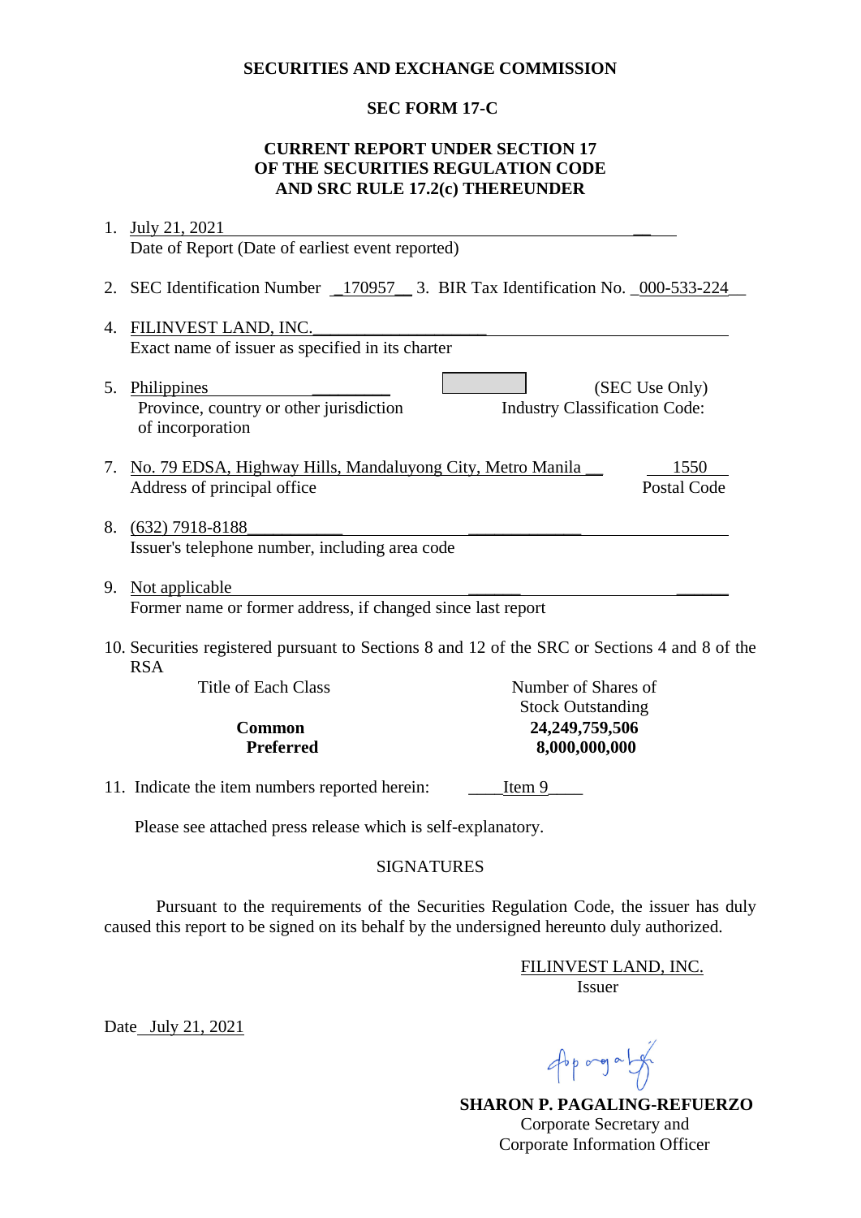**SECURITIES AND EXCHANGE COMMISSION**

**SEC FORM 17-C**

**CURRENT REPORT UNDER SECTION 17
OF THE SECURITIES REGULATION CODE
AND SRC RULE 17.2(c) THEREUNDER**

1. July 21, 2021
   Date of Report (Date of earliest event reported)

2. SEC Identification Number 170957 3. BIR Tax Identification No. 000-533-224

4. FILINVEST LAND, INC.
   Exact name of issuer as specified in its charter

5. Philippines
   Province, country or other jurisdiction of incorporation

6. (SEC Use Only)
   Industry Classification Code:

7. No. 79 EDSA, Highway Hills, Mandaluyong City, Metro Manila 1550
   Address of principal office Postal Code

8. (632) 7918-8188
   Issuer's telephone number, including area code

9. Not applicable
   Former name or former address, if changed since last report

10. Securities registered pursuant to Sections 8 and 12 of the SRC or Sections 4 and 8 of the RSA

| Title of Each Class | Number of Shares of Stock Outstanding |
|---|---|
| **Common** | **24,249,759,506** |
| **Preferred** | **8,000,000,000** |

11. Indicate the item numbers reported herein: Item 9

Please see attached press release which is self-explanatory.

SIGNATURES

Pursuant to the requirements of the Securities Regulation Code, the issuer has duly caused this report to be signed on its behalf by the undersigned hereunto duly authorized.

FILINVEST LAND, INC.
Issuer

Date July 21, 2021

**SHARON P. PAGALING-REFUERZO**
Corporate Secretary and
Corporate Information Officer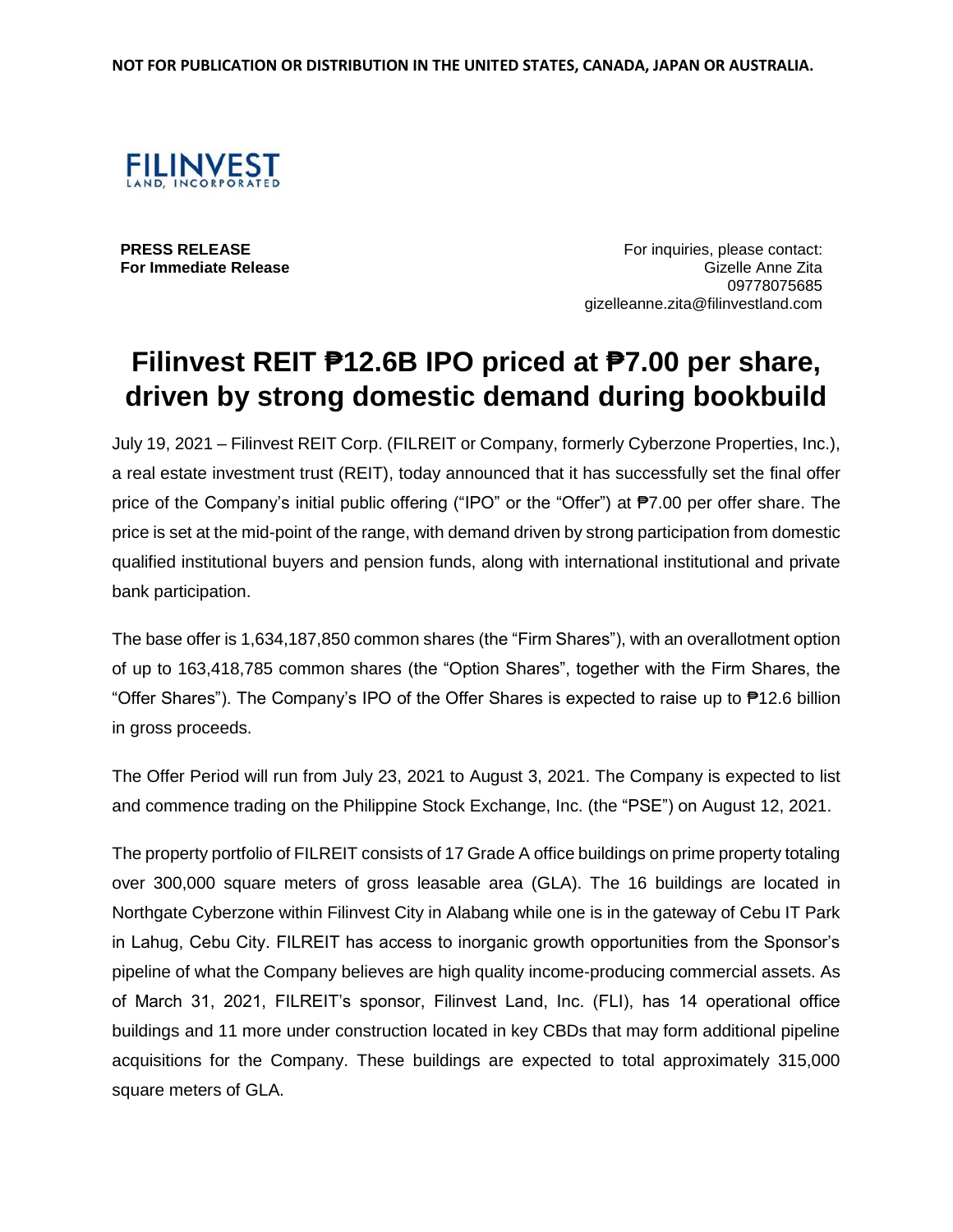**NOT FOR PUBLICATION OR DISTRIBUTION IN THE UNITED STATES, CANADA, JAPAN OR AUSTRALIA.**

FILINVEST
LAND, INCORPORATED

**PRESS RELEASE**
**For Immediate Release**

For inquiries, please contact:
Gizelle Anne Zita
09778075685
gizelleanne.zita@filinvestland.com

# Filinvest REIT ₱12.6B IPO priced at ₱7.00 per share, driven by strong domestic demand during bookbuild

July 19, 2021 – Filinvest REIT Corp. (FILREIT or Company, formerly Cyberzone Properties, Inc.), a real estate investment trust (REIT), today announced that it has successfully set the final offer price of the Company's initial public offering ("IPO" or the "Offer") at ₱7.00 per offer share. The price is set at the mid-point of the range, with demand driven by strong participation from domestic qualified institutional buyers and pension funds, along with international institutional and private bank participation.

The base offer is 1,634,187,850 common shares (the "Firm Shares"), with an overallotment option of up to 163,418,785 common shares (the "Option Shares", together with the Firm Shares, the "Offer Shares"). The Company's IPO of the Offer Shares is expected to raise up to ₱12.6 billion in gross proceeds.

The Offer Period will run from July 23, 2021 to August 3, 2021. The Company is expected to list and commence trading on the Philippine Stock Exchange, Inc. (the "PSE") on August 12, 2021.

The property portfolio of FILREIT consists of 17 Grade A office buildings on prime property totaling over 300,000 square meters of gross leasable area (GLA). The 16 buildings are located in Northgate Cyberzone within Filinvest City in Alabang while one is in the gateway of Cebu IT Park in Lahug, Cebu City. FILREIT has access to inorganic growth opportunities from the Sponsor's pipeline of what the Company believes are high quality income-producing commercial assets. As of March 31, 2021, FILREIT's sponsor, Filinvest Land, Inc. (FLI), has 14 operational office buildings and 11 more under construction located in key CBDs that may form additional pipeline acquisitions for the Company. These buildings are expected to total approximately 315,000 square meters of GLA.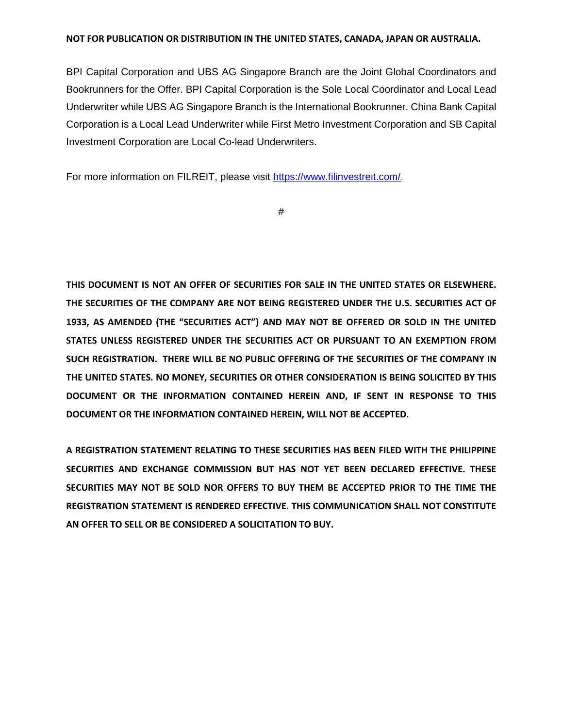**NOT FOR PUBLICATION OR DISTRIBUTION IN THE UNITED STATES, CANADA, JAPAN OR AUSTRALIA.**

BPI Capital Corporation and UBS AG Singapore Branch are the Joint Global Coordinators and Bookrunners for the Offer. BPI Capital Corporation is the Sole Local Coordinator and Local Lead Underwriter while UBS AG Singapore Branch is the International Bookrunner. China Bank Capital Corporation is a Local Lead Underwriter while First Metro Investment Corporation and SB Capital Investment Corporation are Local Co-lead Underwriters.

For more information on FILREIT, please visit https://www.filinvestreit.com/.

#

**THIS DOCUMENT IS NOT AN OFFER OF SECURITIES FOR SALE IN THE UNITED STATES OR ELSEWHERE. THE SECURITIES OF THE COMPANY ARE NOT BEING REGISTERED UNDER THE U.S. SECURITIES ACT OF 1933, AS AMENDED (THE "SECURITIES ACT") AND MAY NOT BE OFFERED OR SOLD IN THE UNITED STATES UNLESS REGISTERED UNDER THE SECURITIES ACT OR PURSUANT TO AN EXEMPTION FROM SUCH REGISTRATION. THERE WILL BE NO PUBLIC OFFERING OF THE SECURITIES OF THE COMPANY IN THE UNITED STATES. NO MONEY, SECURITIES OR OTHER CONSIDERATION IS BEING SOLICITED BY THIS DOCUMENT OR THE INFORMATION CONTAINED HEREIN AND, IF SENT IN RESPONSE TO THIS DOCUMENT OR THE INFORMATION CONTAINED HEREIN, WILL NOT BE ACCEPTED.**

**A REGISTRATION STATEMENT RELATING TO THESE SECURITIES HAS BEEN FILED WITH THE PHILIPPINE SECURITIES AND EXCHANGE COMMISSION BUT HAS NOT YET BEEN DECLARED EFFECTIVE. THESE SECURITIES MAY NOT BE SOLD NOR OFFERS TO BUY THEM BE ACCEPTED PRIOR TO THE TIME THE REGISTRATION STATEMENT IS RENDERED EFFECTIVE. THIS COMMUNICATION SHALL NOT CONSTITUTE AN OFFER TO SELL OR BE CONSIDERED A SOLICITATION TO BUY.**